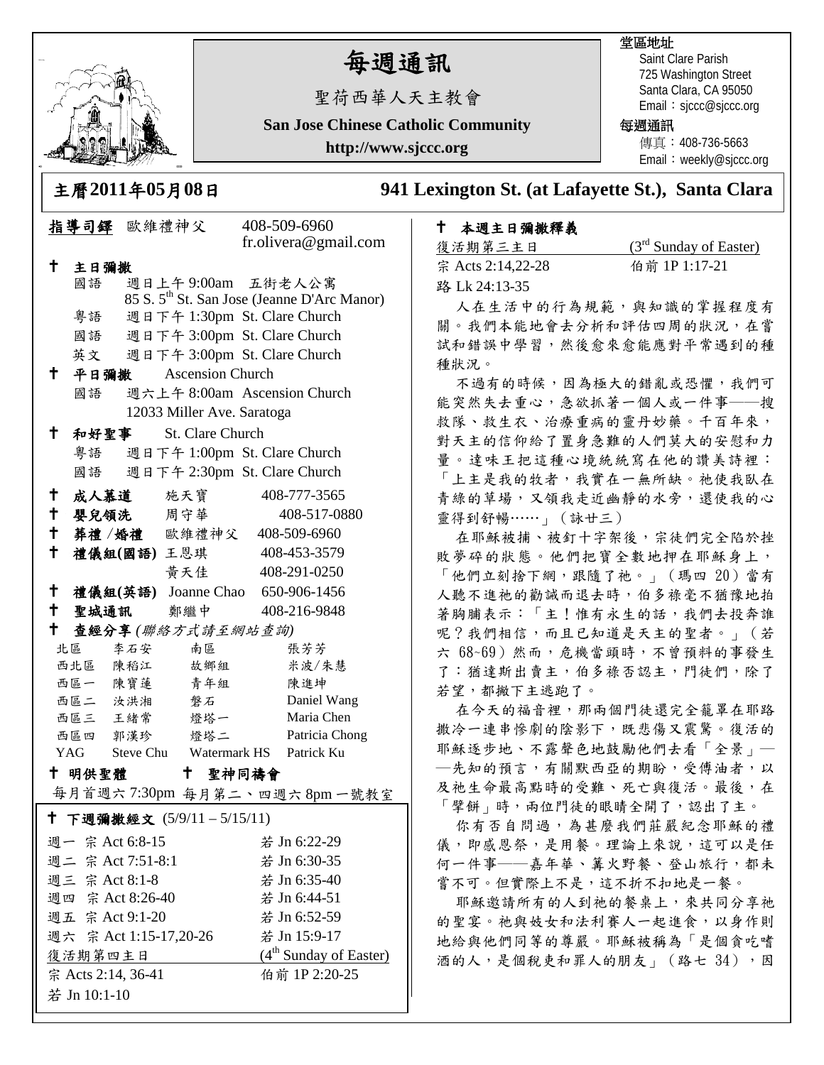# 每週通訊

聖荷西華人天主教會

**San Jose Chinese Catholic Community**

**http://www.sjccc.org**

堂區地址
Saint Clare Parish
725 Washington Street
Santa Clara, CA 95050
Email：sjccc@sjccc.org

每週通訊
傳真：408-736-5663
Email：weekly@sjccc.org

## 主曆2011年05月08日　　941 Lexington St. (at Lafayette St.), Santa Clara

**指導司鐸** 歐維禮神父　408-509-6960　fr.olivera@gmail.com

✝ **主日彌撒**
- 國語　週日上午 9:00am　五街老人公寓 85 S. 5th St. San Jose (Jeanne D'Arc Manor)
- 粵語　週日下午 1:30pm　St. Clare Church
- 國語　週日下午 3:00pm　St. Clare Church
- 英文　週日下午 3:00pm　St. Clare Church

✝ **平日彌撒**　Ascension Church
- 國語　週六上午 8:00am　Ascension Church 12033 Miller Ave. Saratoga

✝ **和好聖事**　St. Clare Church
- 粵語　週日下午 1:00pm　St. Clare Church
- 國語　週日下午 2:30pm　St. Clare Church

✝ **成人慕道**　施天寶　408-777-3565
✝ **嬰兒領洗**　周守華　408-517-0880
✝ **葬禮 /婚禮**　歐維禮神父　408-509-6960
✝ **禮儀組(國語)** 王恩琪　408-453-3579
　　黃天佳　408-291-0250
✝ **禮儀組(英語)** Joanne Chao　650-906-1456
✝ **聖城通訊**　鄭繼中　408-216-9848
✝ **查經分享** *(聯絡方式請至網站查詢)*

| | | | |
|---|---|---|---|
| 北區 | 李石安 | 南區 | 張芳芳 |
| 西北區 | 陳稻江 | 故鄉組 | 米波/朱慧 |
| 西區一 | 陳寶蓮 | 青年組 | 陳進坤 |
| 西區二 | 汝洪湘 | 磐石 | Daniel Wang |
| 西區三 | 王緒常 | 燈塔一 | Maria Chen |
| 西區四 | 郭漢珍 | 燈塔二 | Patricia Chong |
| YAG | Steve Chu | Watermark HS | Patrick Ku |

✝ **明供聖體**　✝ **聖神同禱會**
每月首週六 7:30pm　每月第二、四週六 8pm 一號教室

✝ **下週彌撒經文** (5/9/11 – 5/15/11)

| | |
|---|---|
| 週一 宗 Act 6:8-15 | 若 Jn 6:22-29 |
| 週二 宗 Act 7:51-8:1 | 若 Jn 6:30-35 |
| 週三 宗 Act 8:1-8 | 若 Jn 6:35-40 |
| 週四 宗 Act 8:26-40 | 若 Jn 6:44-51 |
| 週五 宗 Act 9:1-20 | 若 Jn 6:52-59 |
| 週六 宗 Act 1:15-17,20-26 | 若 Jn 15:9-17 |
| 復活期第四主日 | (4th Sunday of Easter) |
| 宗 Acts 2:14, 36-41 | 伯前 1P 2:20-25 |
| 若 Jn 10:1-10 | |

✝ **本週主日彌撒釋義**

復活期第三主日　(3rd Sunday of Easter)
宗 Acts 2:14,22-28　伯前 1P 1:17-21
路 Lk 24:13-35

人在生活中的行為規範，與知識的掌握程度有關。我們本能地會去分析和評估四周的狀況，在嘗試和錯誤中學習，然後愈來愈能應對平常遇到的種種狀況。

不過有的時候，因為極大的錯亂或恐懼，我們可能突然失去重心，急欲抓著一個人或一件事——搜救隊、救生衣、治療重病的靈丹妙藥。千百年來，對天主的信仰給了置身急難的人們莫大的安慰和力量。達味王把這種心境統統寫在他的讚美詩裡：「上主是我的牧者，我實在一無所缺。祂使我臥在青綠的草場，又領我走近幽靜的水旁，還使我的心靈得到舒暢……」（詠廿三）

在耶穌被捕、被釘十字架後，宗徒們完全陷於挫敗夢碎的狀態。他們把寶全數地押在耶穌身上，「他們立刻捨下網，跟隨了祂。」（瑪四 20）當有人聽不進祂的勸誡而退去時，伯多祿毫不猶豫地拍著胸脯表示：「主！惟有永生的話，我們去投奔誰呢？我們相信，而且已知道是天主的聖者。」（若六 68~69）然而，危機當頭時，不曾預料的事發生了：猶達斯出賣主，伯多祿否認主，門徒們，除了若望，都撇下主逃跑了。

在今天的福音裡，那兩個門徒還完全籠罩在耶路撒冷一連串慘劇的陰影下，既悲傷又震驚。復活的耶穌逐步地、不露聲色地鼓勵他們去看「全景」——先知的預言，有關默西亞的期盼，受傅油者，以及祂生命最高點時的受難、死亡與復活。最後，在「擘餅」時，兩位門徒的眼睛全開了，認出了主。

你有否自問過，為甚麼我們莊嚴紀念耶穌的禮儀，即感恩祭，是用餐。理論上來說，這可以是任何一件事——嘉年華、篝火野餐、登山旅行，都未嘗不可。但實際上不是，這不折不扣地是一餐。

耶穌邀請所有的人到祂的餐桌上，來共同分享祂的聖宴。祂與妓女和法利賽人一起進食，以身作則地給與他們同等的尊嚴。耶穌被稱為「是個貪吃嗜酒的人，是個稅吏和罪人的朋友」（路七 34），因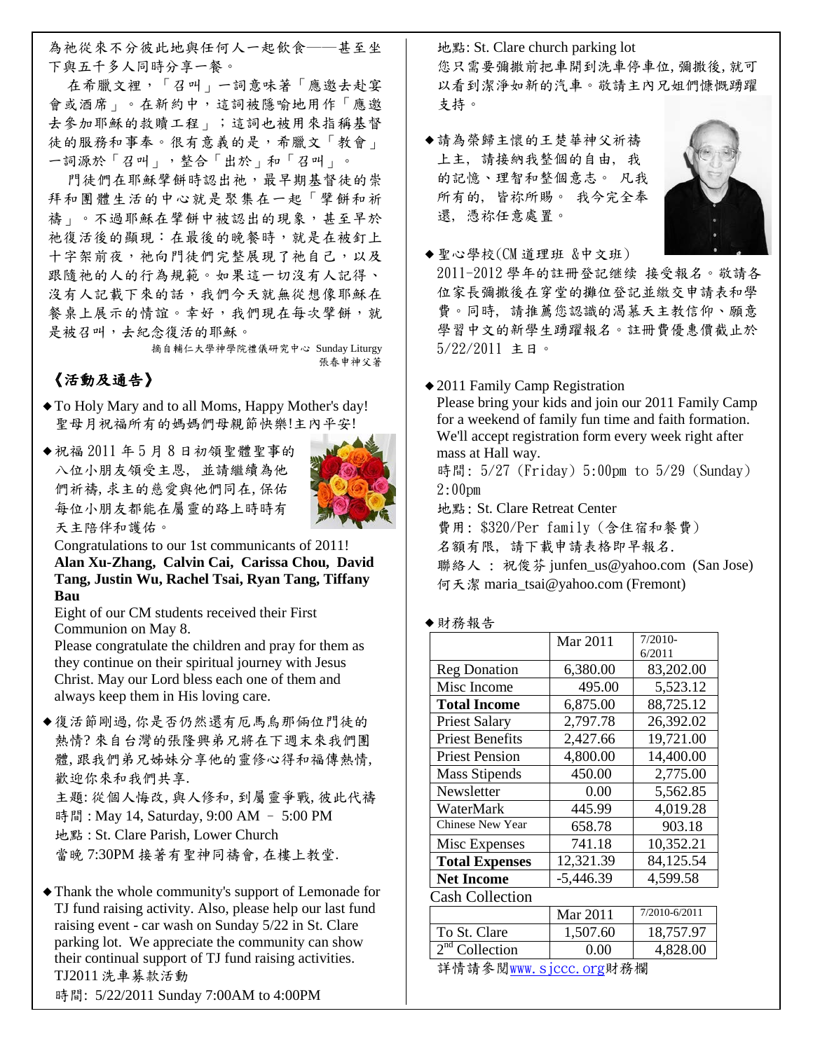為祂從來不分彼此地與任何人一起飲食——甚至坐下與五千多人同時分享一餐。

在希臘文裡，「召叫」一詞意味著「應邀去赴宴會或酒席」。在新約中，這詞被隱喻地用作「應邀去參加耶穌的救贖工程」；這詞也被用來指稱基督徒的服務和事奉。很有意義的是，希臘文「教會」一詞源於「召叫」，整合「出於」和「召叫」。

門徒們在耶穌擘餅時認出祂，最早期基督徒的崇拜和團體生活的中心就是聚集在一起「擘餅和祈禱」。不過耶穌在擘餅中被認出的現象，甚至早於祂復活後的顯現：在最後的晚餐時，就是在被釘上十字架前夜，祂向門徒們完整展現了祂自己，以及跟隨祂的人的行為規範。如果這一切沒有人記得、沒有人記載下來的話，我們今天就無從想像耶穌在餐桌上展示的情誼。幸好，我們現在每次擘餅，就是被召叫，去紀念復活的耶穌。

摘自輔仁大學神學院禮儀研究中心 Sunday Liturgy
張春申神父著

## 《活動及通告》

◆ To Holy Mary and to all Moms, Happy Mother's day!
聖母月祝福所有的媽媽們母親節快樂!主內平安!

◆ 祝福 2011 年 5 月 8 日初領聖體聖事的八位小朋友領受主恩，並請繼續為他們祈禱，求主的慈愛與他們同在，保佑每位小朋友都能在屬靈的路上時時有天主陪伴和護佑。

Congratulations to our 1st communicants of 2011!
**Alan Xu-Zhang, Calvin Cai, Carissa Chou, David Tang, Justin Wu, Rachel Tsai, Ryan Tang, Tiffany Bau**
Eight of our CM students received their First Communion on May 8.
Please congratulate the children and pray for them as they continue on their spiritual journey with Jesus Christ. May our Lord bless each one of them and always keep them in His loving care.

◆ 復活節剛過，你是否仍然還有厄馬烏那倆位門徒的熱情？來自台灣的張隆興弟兄將在下週末來我們團體，跟我們弟兄姊妹分享他的靈修心得和福傳熱情，歡迎你來和我們共享.
主題：從個人悔改，與人修和，到屬靈爭戰，彼此代禱
時間：May 14, Saturday, 9:00 AM – 5:00 PM
地點：St. Clare Parish, Lower Church
當晚 7:30PM 接著有聖神同禱會，在樓上教堂.

◆ Thank the whole community's support of Lemonade for TJ fund raising activity. Also, please help our last fund raising event - car wash on Sunday 5/22 in St. Clare parking lot. We appreciate the community can show their continual support of TJ fund raising activities.
TJ2011 洗車募款活動
時間: 5/22/2011 Sunday 7:00AM to 4:00PM
地點: St. Clare church parking lot
您只需要彌撒前把車開到洗車停車位，彌撒後，就可以看到潔淨如新的汽車。敬請主內兄姐們慷慨踴躍支持。

◆ 請為榮歸主懷的王楚華神父祈禱
上主，請接納我整個的自由，我的記憶、理智和整個意志。凡我所有的，皆祢所賜。我今完全奉還，憑祢任意處置。

◆ 聖心學校(CM 道理班 & 中文班)
2011-2012 學年的註冊登記继续 接受報名。敬請各位家長彌撒後在穿堂的攤位登記並繳交申請表和學費。同時，請推薦您認識的渴慕天主教信仰、願意學習中文的新學生踴躍報名。註冊費優惠價截止於 5/22/2011 主日。

◆ 2011 Family Camp Registration
Please bring your kids and join our 2011 Family Camp for a weekend of family fun time and faith formation. We'll accept registration form every week right after mass at Hall way.
時間: 5/27 (Friday) 5:00pm to 5/29 (Sunday) 2:00pm
地點: St. Clare Retreat Center
費用: $320/Per family (含住宿和餐費)
名額有限，請下載申請表格即早報名.
聯絡人：祝俊芬 junfen_us@yahoo.com (San Jose)
何天潔 maria_tsai@yahoo.com (Fremont)

◆ 財務報告

| | Mar 2011 | 7/2010-6/2011 |
|---|---|---|
| Reg Donation | 6,380.00 | 83,202.00 |
| Misc Income | 495.00 | 5,523.12 |
| **Total Income** | 6,875.00 | 88,725.12 |
| Priest Salary | 2,797.78 | 26,392.02 |
| Priest Benefits | 2,427.66 | 19,721.00 |
| Priest Pension | 4,800.00 | 14,400.00 |
| Mass Stipends | 450.00 | 2,775.00 |
| Newsletter | 0.00 | 5,562.85 |
| WaterMark | 445.99 | 4,019.28 |
| Chinese New Year | 658.78 | 903.18 |
| Misc Expenses | 741.18 | 10,352.21 |
| **Total Expenses** | 12,321.39 | 84,125.54 |
| **Net Income** | -5,446.39 | 4,599.58 |

Cash Collection

| | Mar 2011 | 7/2010-6/2011 |
|---|---|---|
| To St. Clare | 1,507.60 | 18,757.97 |
| 2nd Collection | 0.00 | 4,828.00 |

詳情請參閱www.sjccc.org財務欄